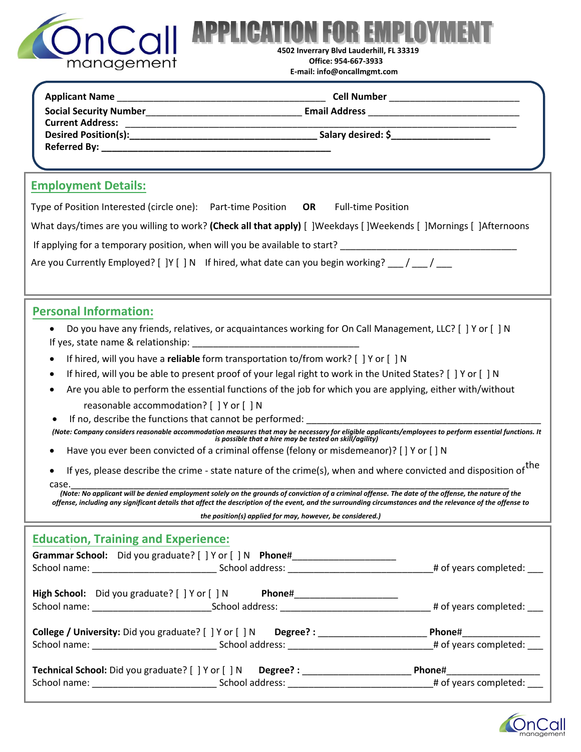# APPLICATION FOR EMPLOYMENT

**4502 Inverrary Blvd Lauderhill, FL 33319**
**Office: 954-667-3933**
**E-mail: info@oncallmgmt.com**

**Applicant Name** ________________________________________ **Cell Number** ________________________
**Social Security Number**______________________________ **Email Address** _____________________________
**Current Address:** ______________________________________________________________________________
**Desired Position(s):**_________________________________ **Salary desired: $**___________________
**Referred By:** ____________________________________________

## Employment Details:

Type of Position Interested (circle one): Part-time Position **OR** Full-time Position

What days/times are you willing to work? **(Check all that apply)** [ ]Weekdays [ ]Weekends [ ]Mornings [ ]Afternoons

If applying for a temporary position, when will you be available to start? __________________________________

Are you Currently Employed? [ ]Y [ ] N If hired, what date can you begin working? ___ / ___ / ___

## Personal Information:

- Do you have any friends, relatives, or acquaintances working for On Call Management, LLC? [ ] Y or [ ] N
  If yes, state name & relationship: ________________________________
- If hired, will you have a **reliable** form transportation to/from work? [ ] Y or [ ] N
- If hired, will you be able to present proof of your legal right to work in the United States? [ ] Y or [ ] N
- Are you able to perform the essential functions of the job for which you are applying, either with/without reasonable accommodation? [ ] Y or [ ] N
- If no, describe the functions that cannot be performed: ______________________________________________

*(Note: Company considers reasonable accommodation measures that may be necessary for eligible applicants/employees to perform essential functions. It is possible that a hire may be tested on skill/agility)*

- Have you ever been convicted of a criminal offense (felony or misdemeanor)? [ ] Y or [ ] N
- If yes, please describe the crime - state nature of the crime(s), when and where convicted and disposition of the case.___________________________________________________________________________________

*(Note: No applicant will be denied employment solely on the grounds of conviction of a criminal offense. The date of the offense, the nature of the offense, including any significant details that affect the description of the event, and the surrounding circumstances and the relevance of the offense to the position(s) applied for may, however, be considered.)*

## Education, Training and Experience:

**Grammar School:** Did you graduate? [ ] Y or [ ] N **Phone#**____________________
School name: ________________________ School address: ___________________________# of years completed: ___

**High School:** Did you graduate? [ ] Y or [ ] N **Phone#**____________________
School name: ______________________School address: ____________________________ # of years completed: ___

**College / University:** Did you graduate? [ ] Y or [ ] N **Degree? :** ____________________ **Phone#**______________
School name: ________________________ School address: ___________________________# of years completed: ___

**Technical School:** Did you graduate? [ ] Y or [ ] N **Degree? :** ____________________ **Phone#**_________________
School name: ________________________ School address: ___________________________# of years completed: ___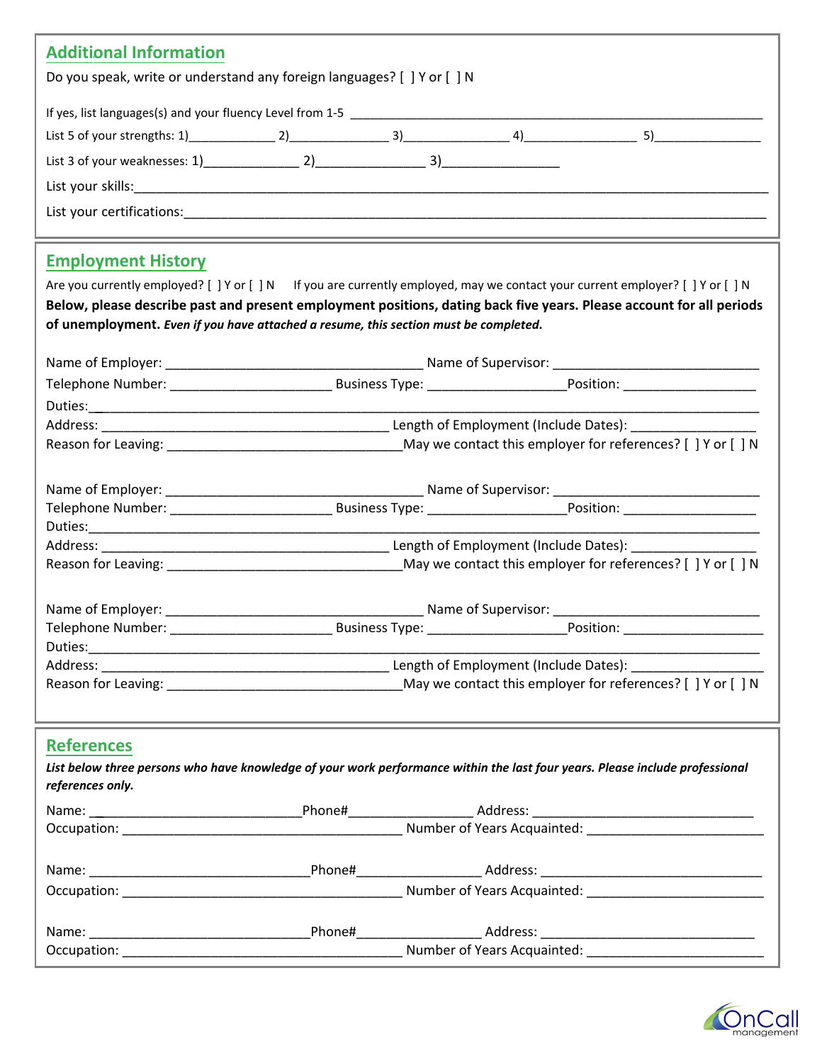## Additional Information

Do you speak, write or understand any foreign languages? [ ] Y or [ ] N

If yes, list languages(s) and your fluency Level from 1-5 ____________________________________________

List 5 of your strengths: 1)____________ 2)______________ 3)______________ 4)________________ 5)_______________

List 3 of your weaknesses: 1)_____________ 2)_______________ 3)________________

List your skills:______________________________________________________________________________

List your certifications:________________________________________________________________________

## Employment History

Are you currently employed? [ ] Y or [ ] N If you are currently employed, may we contact your current employer? [ ] Y or [ ] N

**Below, please describe past and present employment positions, dating back five years. Please account for all periods of unemployment.** ***Even if you have attached a resume, this section must be completed.***

Name of Employer: ___________________________________ Name of Supervisor: ____________________________

Telephone Number: _____________________ Business Type: __________________Position: __________________

Duties:_______________________________________________________________________________________

Address: _______________________________________ Length of Employment (Include Dates): _________________

Reason for Leaving: ________________________________May we contact this employer for references? [ ] Y or [ ] N

Name of Employer: ___________________________________ Name of Supervisor: ____________________________

Telephone Number: _____________________ Business Type: __________________Position: __________________

Duties:_______________________________________________________________________________________

Address: _______________________________________ Length of Employment (Include Dates): _________________

Reason for Leaving: ________________________________May we contact this employer for references? [ ] Y or [ ] N

Name of Employer: ___________________________________ Name of Supervisor: ____________________________

Telephone Number: _____________________ Business Type: __________________Position: ___________________

Duties:_______________________________________________________________________________________

Address: _______________________________________ Length of Employment (Include Dates): __________________

Reason for Leaving: ________________________________May we contact this employer for references? [ ] Y or [ ] N

## References

***List below three persons who have knowledge of your work performance within the last four years. Please include professional references only.***

Name: ____________________________Phone#________________ Address: ______________________________

Occupation: ______________________________________ Number of Years Acquainted: _______________________

Name: ______________________________Phone#________________ Address: ______________________________

Occupation: ______________________________________ Number of Years Acquainted: _______________________

Name: ______________________________Phone#________________ Address: _____________________________

Occupation: ______________________________________ Number of Years Acquainted: _______________________

OnCall management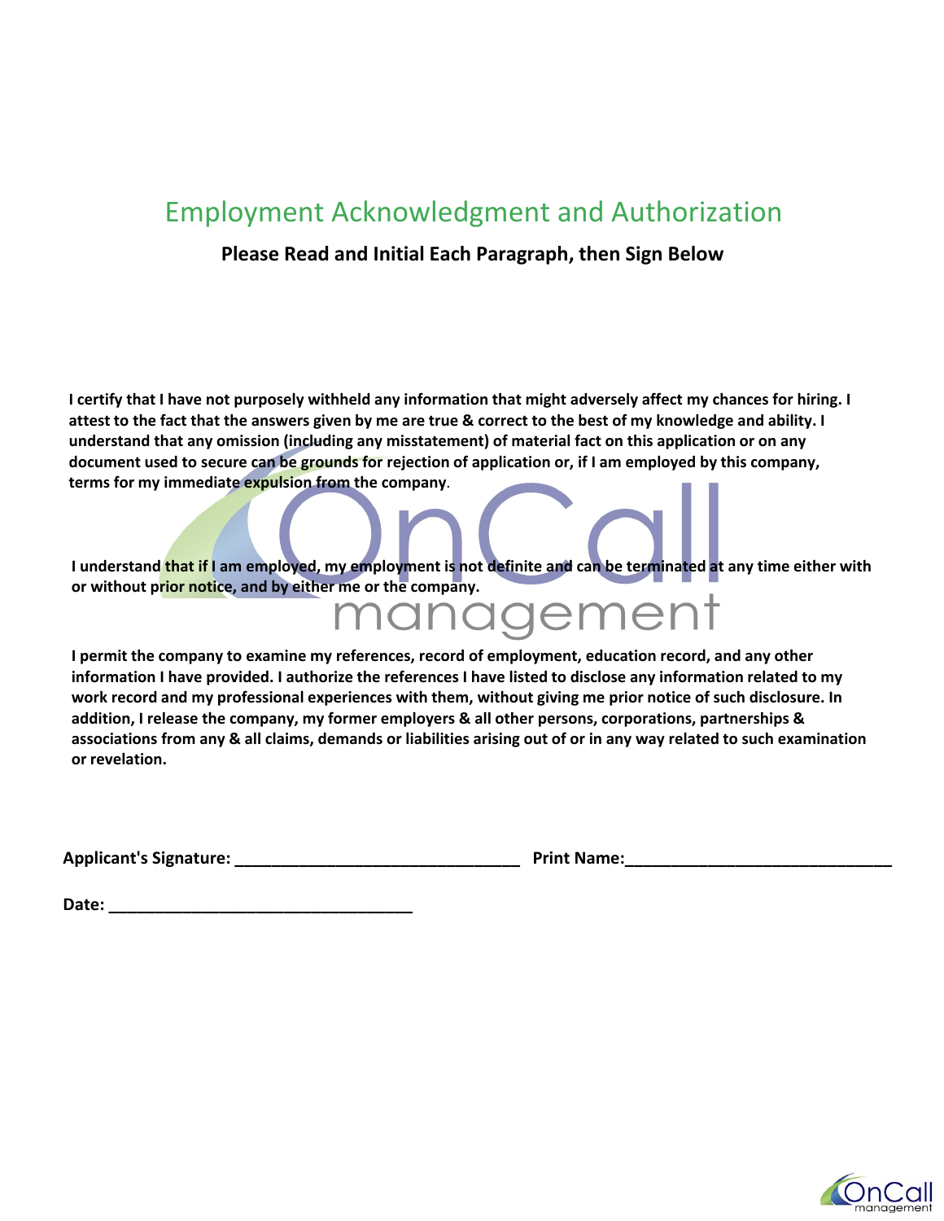# Employment Acknowledgment and Authorization

**Please Read and Initial Each Paragraph, then Sign Below**

**I certify that I have not purposely withheld any information that might adversely affect my chances for hiring. I attest to the fact that the answers given by me are true & correct to the best of my knowledge and ability. I understand that any omission (including any misstatement) of material fact on this application or on any document used to secure can be grounds for rejection of application or, if I am employed by this company, terms for my immediate expulsion from the company.**

**I understand that if I am employed, my employment is not definite and can be terminated at any time either with or without prior notice, and by either me or the company.**

**I permit the company to examine my references, record of employment, education record, and any other information I have provided. I authorize the references I have listed to disclose any information related to my work record and my professional experiences with them, without giving me prior notice of such disclosure. In addition, I release the company, my former employers & all other persons, corporations, partnerships & associations from any & all claims, demands or liabilities arising out of or in any way related to such examination or revelation.**

**Applicant's Signature:** ________________________________ **Print Name:**______________________________

**Date:** __________________________________